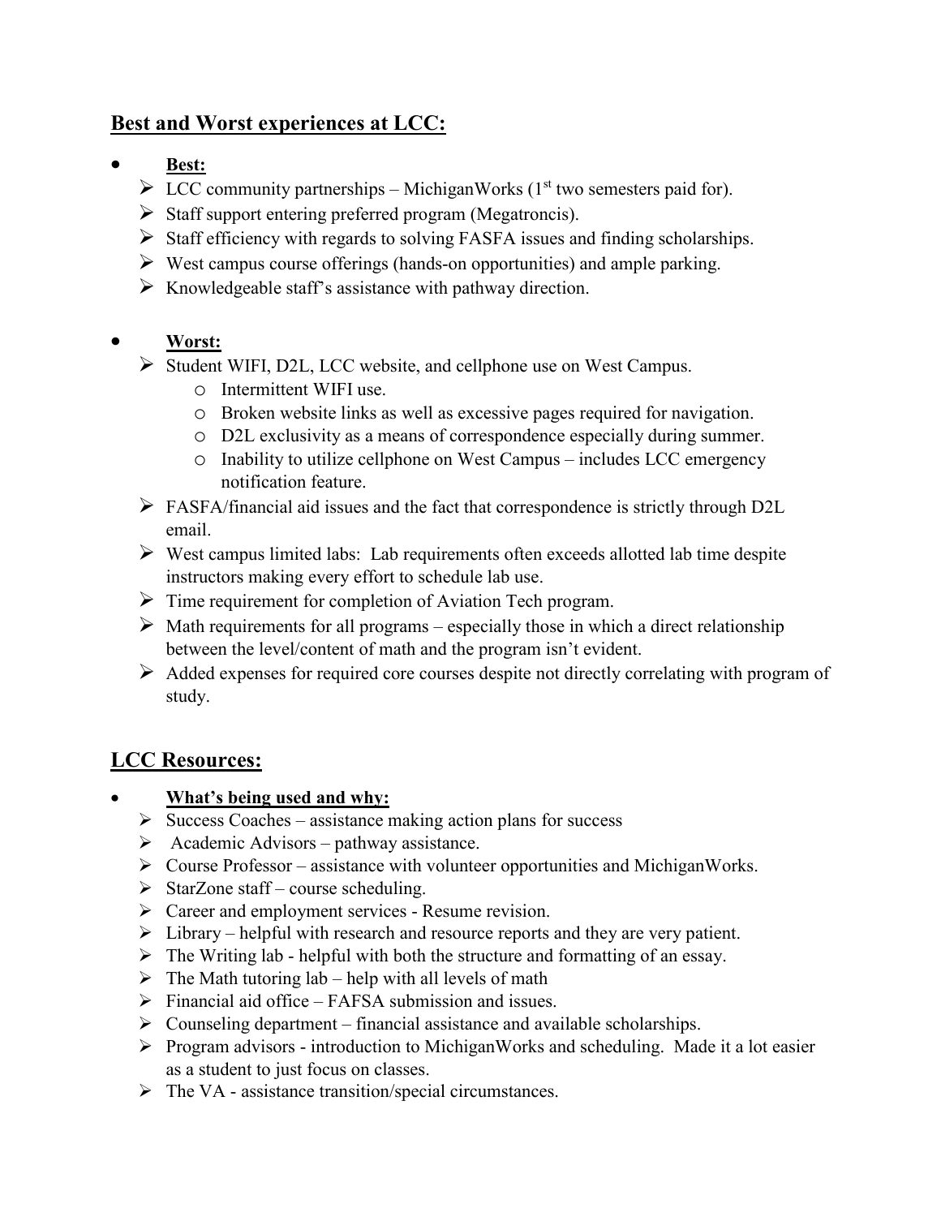## Best and Worst experiences at LCC:

- **Best:**
  - LCC community partnerships – MichiganWorks (1st two semesters paid for).
  - Staff support entering preferred program (Megatroncis).
  - Staff efficiency with regards to solving FASFA issues and finding scholarships.
  - West campus course offerings (hands-on opportunities) and ample parking.
  - Knowledgeable staff's assistance with pathway direction.

- **Worst:**
  - Student WIFI, D2L, LCC website, and cellphone use on West Campus.
    - Intermittent WIFI use.
    - Broken website links as well as excessive pages required for navigation.
    - D2L exclusivity as a means of correspondence especially during summer.
    - Inability to utilize cellphone on West Campus – includes LCC emergency notification feature.
  - FASFA/financial aid issues and the fact that correspondence is strictly through D2L email.
  - West campus limited labs: Lab requirements often exceeds allotted lab time despite instructors making every effort to schedule lab use.
  - Time requirement for completion of Aviation Tech program.
  - Math requirements for all programs – especially those in which a direct relationship between the level/content of math and the program isn't evident.
  - Added expenses for required core courses despite not directly correlating with program of study.

## LCC Resources:

- **What's being used and why:**
  - Success Coaches – assistance making action plans for success
  - Academic Advisors – pathway assistance.
  - Course Professor – assistance with volunteer opportunities and MichiganWorks.
  - StarZone staff – course scheduling.
  - Career and employment services - Resume revision.
  - Library – helpful with research and resource reports and they are very patient.
  - The Writing lab - helpful with both the structure and formatting of an essay.
  - The Math tutoring lab – help with all levels of math
  - Financial aid office – FAFSA submission and issues.
  - Counseling department – financial assistance and available scholarships.
  - Program advisors - introduction to MichiganWorks and scheduling. Made it a lot easier as a student to just focus on classes.
  - The VA - assistance transition/special circumstances.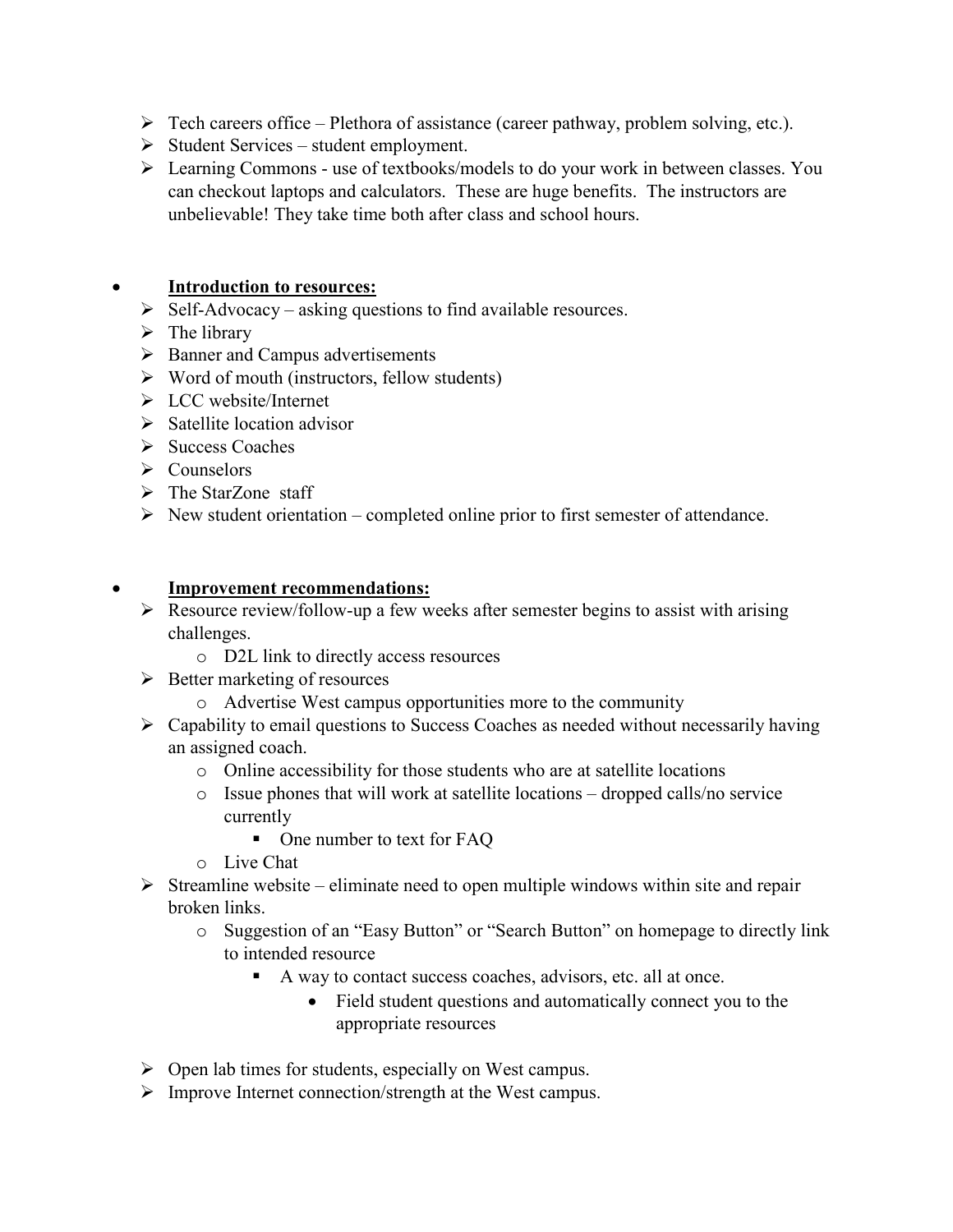- Tech careers office – Plethora of assistance (career pathway, problem solving, etc.).
- Student Services – student employment.
- Learning Commons - use of textbooks/models to do your work in between classes. You can checkout laptops and calculators. These are huge benefits. The instructors are unbelievable! They take time both after class and school hours.

- **<u>Introduction to resources:</u>**
  - Self-Advocacy – asking questions to find available resources.
  - The library
  - Banner and Campus advertisements
  - Word of mouth (instructors, fellow students)
  - LCC website/Internet
  - Satellite location advisor
  - Success Coaches
  - Counselors
  - The StarZone staff
  - New student orientation – completed online prior to first semester of attendance.

- **<u>Improvement recommendations:</u>**
  - Resource review/follow-up a few weeks after semester begins to assist with arising challenges.
    - D2L link to directly access resources
  - Better marketing of resources
    - Advertise West campus opportunities more to the community
  - Capability to email questions to Success Coaches as needed without necessarily having an assigned coach.
    - Online accessibility for those students who are at satellite locations
    - Issue phones that will work at satellite locations – dropped calls/no service currently
      - One number to text for FAQ
    - Live Chat
  - Streamline website – eliminate need to open multiple windows within site and repair broken links.
    - Suggestion of an "Easy Button" or "Search Button" on homepage to directly link to intended resource
      - A way to contact success coaches, advisors, etc. all at once.
        - Field student questions and automatically connect you to the appropriate resources
  - Open lab times for students, especially on West campus.
  - Improve Internet connection/strength at the West campus.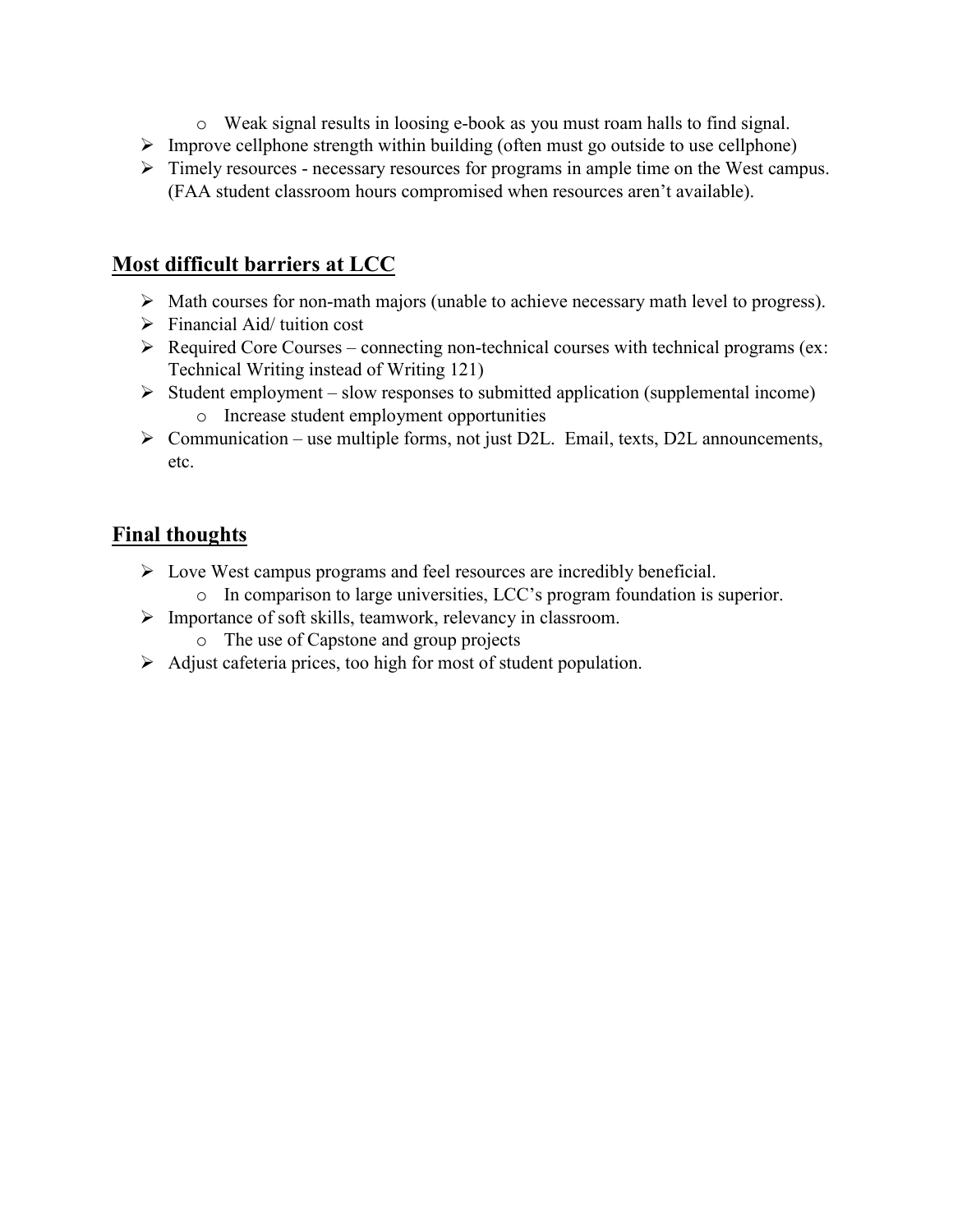- Weak signal results in loosing e-book as you must roam halls to find signal.
- Improve cellphone strength within building (often must go outside to use cellphone)
- Timely resources - necessary resources for programs in ample time on the West campus. (FAA student classroom hours compromised when resources aren't available).

## Most difficult barriers at LCC

- Math courses for non-math majors (unable to achieve necessary math level to progress).
- Financial Aid/ tuition cost
- Required Core Courses – connecting non-technical courses with technical programs (ex: Technical Writing instead of Writing 121)
- Student employment – slow responses to submitted application (supplemental income)
    - Increase student employment opportunities
- Communication – use multiple forms, not just D2L. Email, texts, D2L announcements, etc.

## Final thoughts

- Love West campus programs and feel resources are incredibly beneficial.
    - In comparison to large universities, LCC's program foundation is superior.
- Importance of soft skills, teamwork, relevancy in classroom.
    - The use of Capstone and group projects
- Adjust cafeteria prices, too high for most of student population.